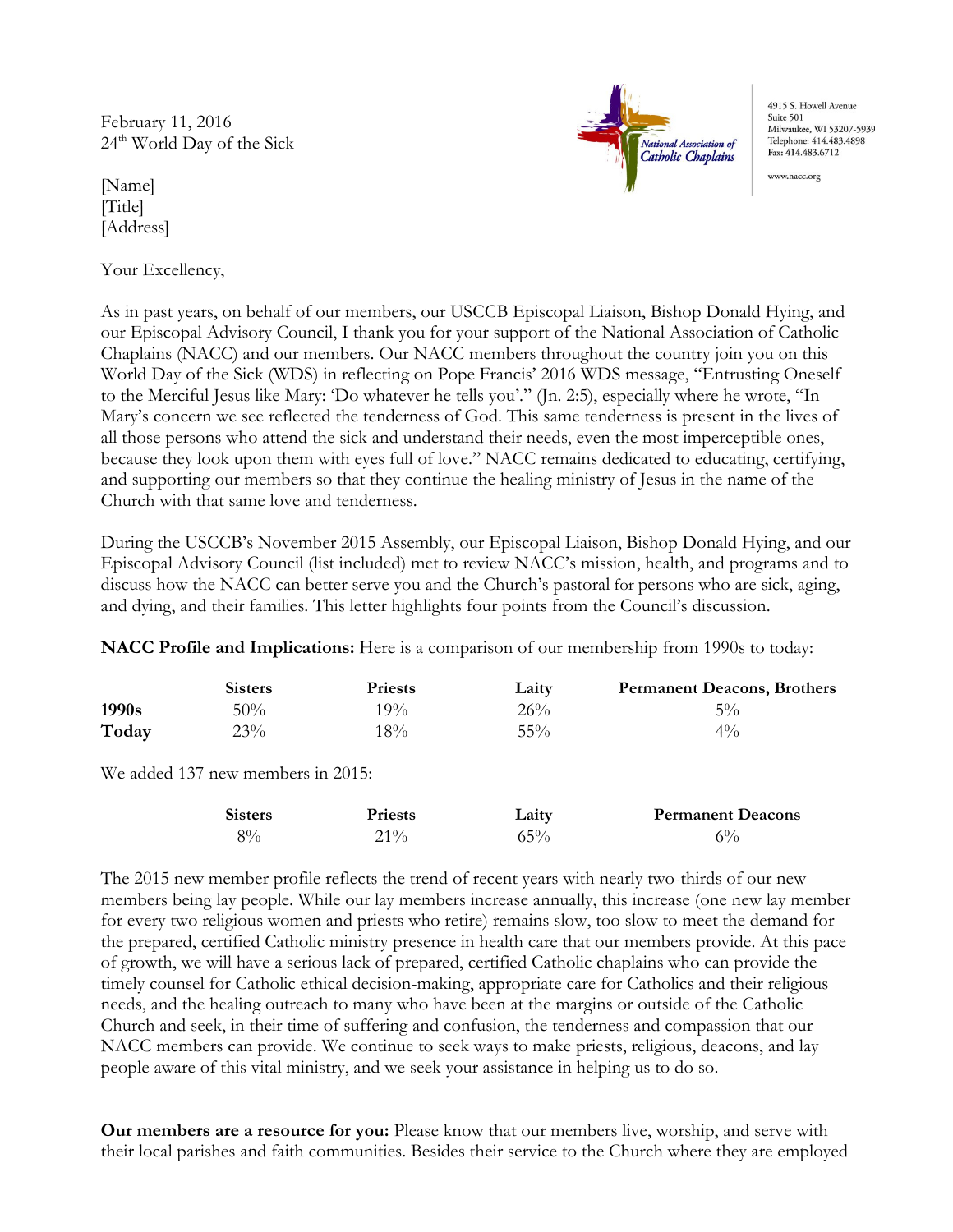February 11, 2016
24th World Day of the Sick

National Association of Catholic Chaplains

4915 S. Howell Avenue
Suite 501
Milwaukee, WI 53207-5939
Telephone: 414.483.4898
Fax: 414.483.6712

www.nacc.org

[Name]
[Title]
[Address]

Your Excellency,

As in past years, on behalf of our members, our USCCB Episcopal Liaison, Bishop Donald Hying, and our Episcopal Advisory Council, I thank you for your support of the National Association of Catholic Chaplains (NACC) and our members. Our NACC members throughout the country join you on this World Day of the Sick (WDS) in reflecting on Pope Francis' 2016 WDS message, "Entrusting Oneself to the Merciful Jesus like Mary: 'Do whatever he tells you'." (Jn. 2:5), especially where he wrote, "In Mary's concern we see reflected the tenderness of God. This same tenderness is present in the lives of all those persons who attend the sick and understand their needs, even the most imperceptible ones, because they look upon them with eyes full of love." NACC remains dedicated to educating, certifying, and supporting our members so that they continue the healing ministry of Jesus in the name of the Church with that same love and tenderness.

During the USCCB's November 2015 Assembly, our Episcopal Liaison, Bishop Donald Hying, and our Episcopal Advisory Council (list included) met to review NACC's mission, health, and programs and to discuss how the NACC can better serve you and the Church's pastoral for persons who are sick, aging, and dying, and their families. This letter highlights four points from the Council's discussion.

**NACC Profile and Implications:** Here is a comparison of our membership from 1990s to today:

| | Sisters | Priests | Laity | Permanent Deacons, Brothers |
|---|---|---|---|---|
| **1990s** | 50% | 19% | 26% | 5% |
| **Today** | 23% | 18% | 55% | 4% |

We added 137 new members in 2015:

| Sisters | Priests | Laity | Permanent Deacons |
|---|---|---|---|
| 8% | 21% | 65% | 6% |

The 2015 new member profile reflects the trend of recent years with nearly two-thirds of our new members being lay people. While our lay members increase annually, this increase (one new lay member for every two religious women and priests who retire) remains slow, too slow to meet the demand for the prepared, certified Catholic ministry presence in health care that our members provide. At this pace of growth, we will have a serious lack of prepared, certified Catholic chaplains who can provide the timely counsel for Catholic ethical decision-making, appropriate care for Catholics and their religious needs, and the healing outreach to many who have been at the margins or outside of the Catholic Church and seek, in their time of suffering and confusion, the tenderness and compassion that our NACC members can provide. We continue to seek ways to make priests, religious, deacons, and lay people aware of this vital ministry, and we seek your assistance in helping us to do so.

**Our members are a resource for you:** Please know that our members live, worship, and serve with their local parishes and faith communities. Besides their service to the Church where they are employed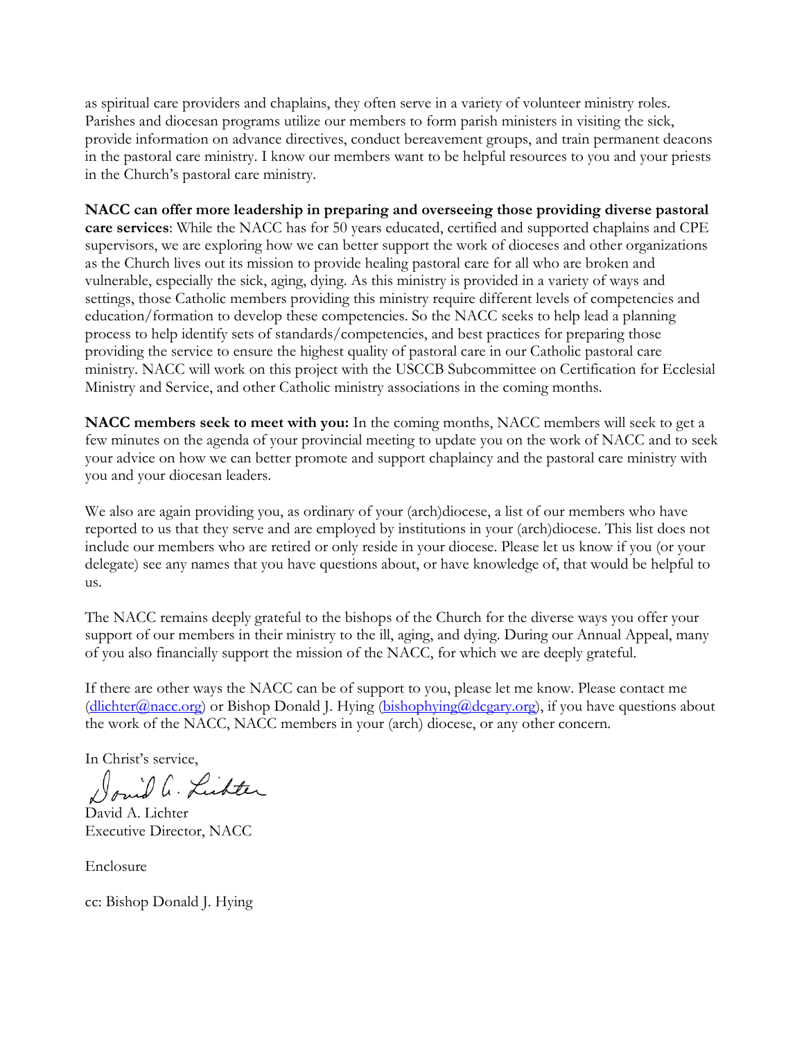as spiritual care providers and chaplains, they often serve in a variety of volunteer ministry roles. Parishes and diocesan programs utilize our members to form parish ministers in visiting the sick, provide information on advance directives, conduct bereavement groups, and train permanent deacons in the pastoral care ministry. I know our members want to be helpful resources to you and your priests in the Church's pastoral care ministry.

**NACC can offer more leadership in preparing and overseeing those providing diverse pastoral care services**: While the NACC has for 50 years educated, certified and supported chaplains and CPE supervisors, we are exploring how we can better support the work of dioceses and other organizations as the Church lives out its mission to provide healing pastoral care for all who are broken and vulnerable, especially the sick, aging, dying. As this ministry is provided in a variety of ways and settings, those Catholic members providing this ministry require different levels of competencies and education/formation to develop these competencies. So the NACC seeks to help lead a planning process to help identify sets of standards/competencies, and best practices for preparing those providing the service to ensure the highest quality of pastoral care in our Catholic pastoral care ministry. NACC will work on this project with the USCCB Subcommittee on Certification for Ecclesial Ministry and Service, and other Catholic ministry associations in the coming months.

**NACC members seek to meet with you:** In the coming months, NACC members will seek to get a few minutes on the agenda of your provincial meeting to update you on the work of NACC and to seek your advice on how we can better promote and support chaplaincy and the pastoral care ministry with you and your diocesan leaders.

We also are again providing you, as ordinary of your (arch)diocese, a list of our members who have reported to us that they serve and are employed by institutions in your (arch)diocese. This list does not include our members who are retired or only reside in your diocese. Please let us know if you (or your delegate) see any names that you have questions about, or have knowledge of, that would be helpful to us.

The NACC remains deeply grateful to the bishops of the Church for the diverse ways you offer your support of our members in their ministry to the ill, aging, and dying. During our Annual Appeal, many of you also financially support the mission of the NACC, for which we are deeply grateful.

If there are other ways the NACC can be of support to you, please let me know. Please contact me (dlichter@nacc.org) or Bishop Donald J. Hying (bishophying@dcgary.org), if you have questions about the work of the NACC, NACC members in your (arch) diocese, or any other concern.

In Christ's service,

David A. Lichter

David A. Lichter
Executive Director, NACC

Enclosure

cc: Bishop Donald J. Hying